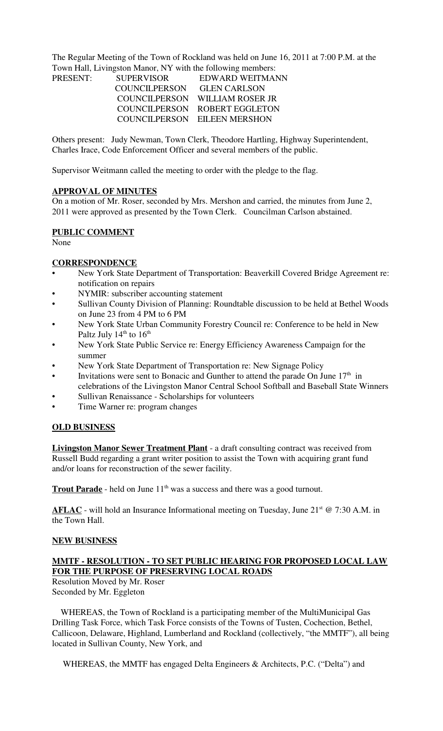The Regular Meeting of the Town of Rockland was held on June 16, 2011 at 7:00 P.M. at the Town Hall, Livingston Manor, NY with the following members:

| PRESENT: | SUPERVISOR | EDWARD WEITMANN |
|---|---|---|
| | COUNCILPERSON | GLEN CARLSON |
| | COUNCILPERSON | WILLIAM ROSER JR |
| | COUNCILPERSON | ROBERT EGGLETON |
| | COUNCILPERSON | EILEEN MERSHON |

Others present: Judy Newman, Town Clerk, Theodore Hartling, Highway Superintendent, Charles Irace, Code Enforcement Officer and several members of the public.

Supervisor Weitmann called the meeting to order with the pledge to the flag.

**APPROVAL OF MINUTES**

On a motion of Mr. Roser, seconded by Mrs. Mershon and carried, the minutes from June 2, 2011 were approved as presented by the Town Clerk. Councilman Carlson abstained.

**PUBLIC COMMENT**

None

**CORRESPONDENCE**

- New York State Department of Transportation: Beaverkill Covered Bridge Agreement re: notification on repairs
- NYMIR: subscriber accounting statement
- Sullivan County Division of Planning: Roundtable discussion to be held at Bethel Woods on June 23 from 4 PM to 6 PM
- New York State Urban Community Forestry Council re: Conference to be held in New Paltz July 14th to 16th
- New York State Public Service re: Energy Efficiency Awareness Campaign for the summer
- New York State Department of Transportation re: New Signage Policy
- Invitations were sent to Bonacic and Gunther to attend the parade On June 17th in celebrations of the Livingston Manor Central School Softball and Baseball State Winners
- Sullivan Renaissance - Scholarships for volunteers
- Time Warner re: program changes

**OLD BUSINESS**

**Livingston Manor Sewer Treatment Plant** - a draft consulting contract was received from Russell Budd regarding a grant writer position to assist the Town with acquiring grant fund and/or loans for reconstruction of the sewer facility.

**Trout Parade** - held on June 11th was a success and there was a good turnout.

**AFLAC** - will hold an Insurance Informational meeting on Tuesday, June 21st @ 7:30 A.M. in the Town Hall.

**NEW BUSINESS**

**MMTF - RESOLUTION - TO SET PUBLIC HEARING FOR PROPOSED LOCAL LAW FOR THE PURPOSE OF PRESERVING LOCAL ROADS**

Resolution Moved by Mr. Roser
Seconded by Mr. Eggleton

WHEREAS, the Town of Rockland is a participating member of the MultiMunicipal Gas Drilling Task Force, which Task Force consists of the Towns of Tusten, Cochection, Bethel, Callicoon, Delaware, Highland, Lumberland and Rockland (collectively, "the MMTF"), all being located in Sullivan County, New York, and

WHEREAS, the MMTF has engaged Delta Engineers & Architects, P.C. ("Delta") and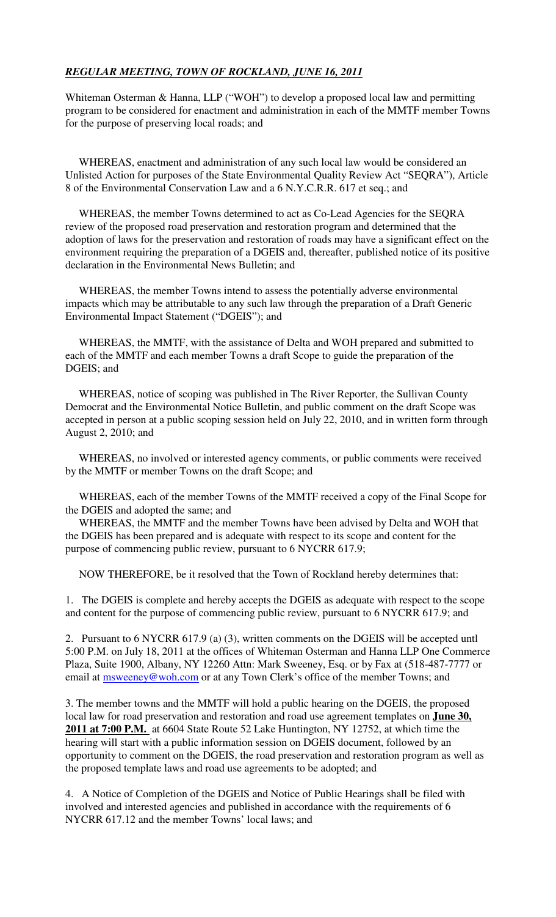***REGULAR MEETING, TOWN OF ROCKLAND, JUNE 16, 2011***

Whiteman Osterman & Hanna, LLP ("WOH") to develop a proposed local law and permitting program to be considered for enactment and administration in each of the MMTF member Towns for the purpose of preserving local roads; and

WHEREAS, enactment and administration of any such local law would be considered an Unlisted Action for purposes of the State Environmental Quality Review Act "SEQRA"), Article 8 of the Environmental Conservation Law and a 6 N.Y.C.R.R. 617 et seq.; and

WHEREAS, the member Towns determined to act as Co-Lead Agencies for the SEQRA review of the proposed road preservation and restoration program and determined that the adoption of laws for the preservation and restoration of roads may have a significant effect on the environment requiring the preparation of a DGEIS and, thereafter, published notice of its positive declaration in the Environmental News Bulletin; and

WHEREAS, the member Towns intend to assess the potentially adverse environmental impacts which may be attributable to any such law through the preparation of a Draft Generic Environmental Impact Statement ("DGEIS"); and

WHEREAS, the MMTF, with the assistance of Delta and WOH prepared and submitted to each of the MMTF and each member Towns a draft Scope to guide the preparation of the DGEIS; and

WHEREAS, notice of scoping was published in The River Reporter, the Sullivan County Democrat and the Environmental Notice Bulletin, and public comment on the draft Scope was accepted in person at a public scoping session held on July 22, 2010, and in written form through August 2, 2010; and

WHEREAS, no involved or interested agency comments, or public comments were received by the MMTF or member Towns on the draft Scope; and

WHEREAS, each of the member Towns of the MMTF received a copy of the Final Scope for the DGEIS and adopted the same; and

WHEREAS, the MMTF and the member Towns have been advised by Delta and WOH that the DGEIS has been prepared and is adequate with respect to its scope and content for the purpose of commencing public review, pursuant to 6 NYCRR 617.9;

NOW THEREFORE, be it resolved that the Town of Rockland hereby determines that:

1. The DGEIS is complete and hereby accepts the DGEIS as adequate with respect to the scope and content for the purpose of commencing public review, pursuant to 6 NYCRR 617.9; and

2. Pursuant to 6 NYCRR 617.9 (a) (3), written comments on the DGEIS will be accepted untl 5:00 P.M. on July 18, 2011 at the offices of Whiteman Osterman and Hanna LLP One Commerce Plaza, Suite 1900, Albany, NY 12260 Attn: Mark Sweeney, Esq. or by Fax at (518-487-7777 or email at msweeney@woh.com or at any Town Clerk's office of the member Towns; and

3. The member towns and the MMTF will hold a public hearing on the DGEIS, the proposed local law for road preservation and restoration and road use agreement templates on **June 30, 2011 at 7:00 P.M.** at 6604 State Route 52 Lake Huntington, NY 12752, at which time the hearing will start with a public information session on DGEIS document, followed by an opportunity to comment on the DGEIS, the road preservation and restoration program as well as the proposed template laws and road use agreements to be adopted; and

4. A Notice of Completion of the DGEIS and Notice of Public Hearings shall be filed with involved and interested agencies and published in accordance with the requirements of 6 NYCRR 617.12 and the member Towns' local laws; and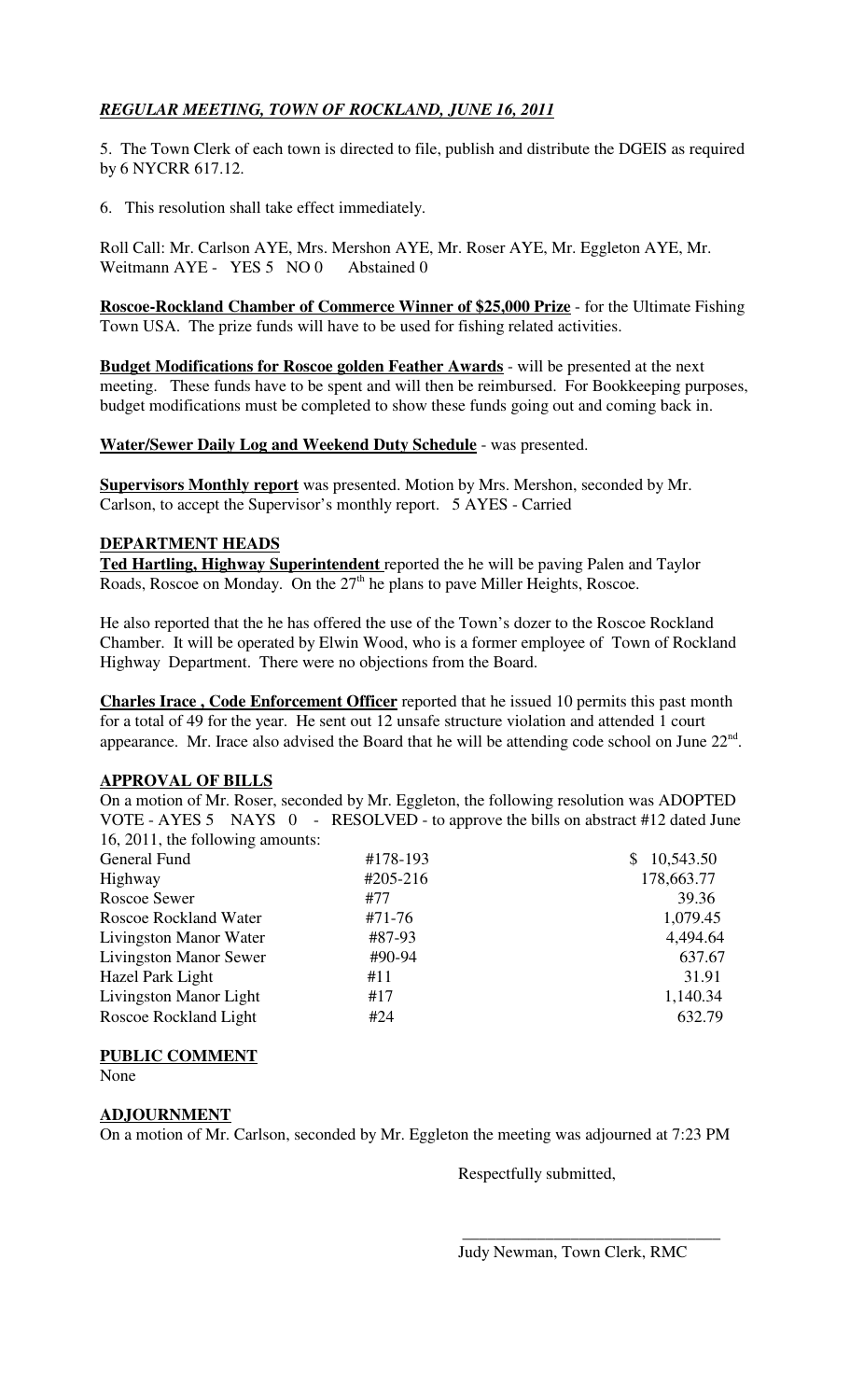***REGULAR MEETING, TOWN OF ROCKLAND, JUNE 16, 2011***

5. The Town Clerk of each town is directed to file, publish and distribute the DGEIS as required by 6 NYCRR 617.12.

6. This resolution shall take effect immediately.

Roll Call: Mr. Carlson AYE, Mrs. Mershon AYE, Mr. Roser AYE, Mr. Eggleton AYE, Mr. Weitmann AYE - YES 5 NO 0 Abstained 0

**Roscoe-Rockland Chamber of Commerce Winner of $25,000 Prize** - for the Ultimate Fishing Town USA. The prize funds will have to be used for fishing related activities.

**Budget Modifications for Roscoe golden Feather Awards** - will be presented at the next meeting. These funds have to be spent and will then be reimbursed. For Bookkeeping purposes, budget modifications must be completed to show these funds going out and coming back in.

**Water/Sewer Daily Log and Weekend Duty Schedule** - was presented.

**Supervisors Monthly report** was presented. Motion by Mrs. Mershon, seconded by Mr. Carlson, to accept the Supervisor's monthly report. 5 AYES - Carried

**DEPARTMENT HEADS**

**Ted Hartling, Highway Superintendent** reported the he will be paving Palen and Taylor Roads, Roscoe on Monday. On the 27th he plans to pave Miller Heights, Roscoe.

He also reported that the he has offered the use of the Town's dozer to the Roscoe Rockland Chamber. It will be operated by Elwin Wood, who is a former employee of Town of Rockland Highway Department. There were no objections from the Board.

**Charles Irace , Code Enforcement Officer** reported that he issued 10 permits this past month for a total of 49 for the year. He sent out 12 unsafe structure violation and attended 1 court appearance. Mr. Irace also advised the Board that he will be attending code school on June 22nd.

**APPROVAL OF BILLS**

On a motion of Mr. Roser, seconded by Mr. Eggleton, the following resolution was ADOPTED VOTE - AYES 5 NAYS 0 - RESOLVED - to approve the bills on abstract #12 dated June 16, 2011, the following amounts:

| | | |
|---|---|---|
| General Fund | #178-193 | $ 10,543.50 |
| Highway | #205-216 | 178,663.77 |
| Roscoe Sewer | #77 | 39.36 |
| Roscoe Rockland Water | #71-76 | 1,079.45 |
| Livingston Manor Water | #87-93 | 4,494.64 |
| Livingston Manor Sewer | #90-94 | 637.67 |
| Hazel Park Light | #11 | 31.91 |
| Livingston Manor Light | #17 | 1,140.34 |
| Roscoe Rockland Light | #24 | 632.79 |

**PUBLIC COMMENT**

None

**ADJOURNMENT**

On a motion of Mr. Carlson, seconded by Mr. Eggleton the meeting was adjourned at 7:23 PM

Respectfully submitted,

\_\_\_\_\_\_\_\_\_\_\_\_\_\_\_\_\_\_\_\_\_\_\_\_\_\_\_\_\_\_\_

Judy Newman, Town Clerk, RMC